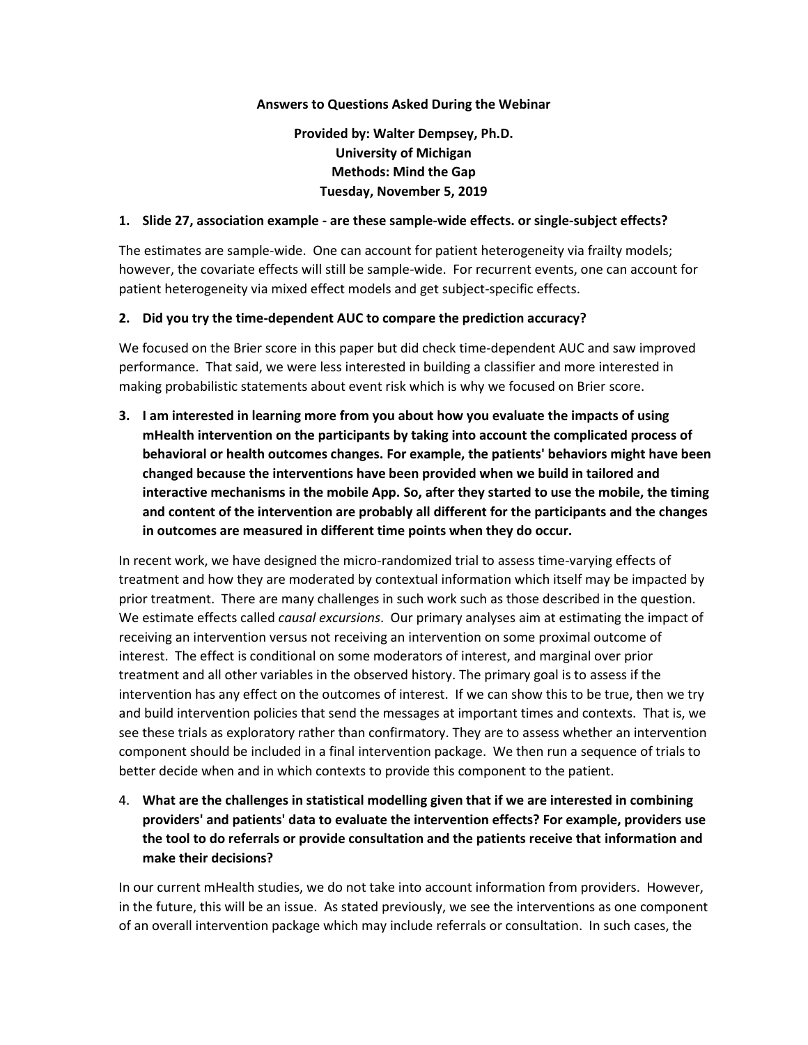**Answers to Questions Asked During the Webinar**

**Provided by: Walter Dempsey, Ph.D.**
**University of Michigan**
**Methods: Mind the Gap**
**Tuesday, November 5, 2019**

**1. Slide 27, association example - are these sample-wide effects. or single-subject effects?**

The estimates are sample-wide. One can account for patient heterogeneity via frailty models; however, the covariate effects will still be sample-wide. For recurrent events, one can account for patient heterogeneity via mixed effect models and get subject-specific effects.

**2. Did you try the time-dependent AUC to compare the prediction accuracy?**

We focused on the Brier score in this paper but did check time-dependent AUC and saw improved performance. That said, we were less interested in building a classifier and more interested in making probabilistic statements about event risk which is why we focused on Brier score.

**3. I am interested in learning more from you about how you evaluate the impacts of using mHealth intervention on the participants by taking into account the complicated process of behavioral or health outcomes changes. For example, the patients' behaviors might have been changed because the interventions have been provided when we build in tailored and interactive mechanisms in the mobile App. So, after they started to use the mobile, the timing and content of the intervention are probably all different for the participants and the changes in outcomes are measured in different time points when they do occur.**

In recent work, we have designed the micro-randomized trial to assess time-varying effects of treatment and how they are moderated by contextual information which itself may be impacted by prior treatment. There are many challenges in such work such as those described in the question. We estimate effects called *causal excursions*. Our primary analyses aim at estimating the impact of receiving an intervention versus not receiving an intervention on some proximal outcome of interest. The effect is conditional on some moderators of interest, and marginal over prior treatment and all other variables in the observed history. The primary goal is to assess if the intervention has any effect on the outcomes of interest. If we can show this to be true, then we try and build intervention policies that send the messages at important times and contexts. That is, we see these trials as exploratory rather than confirmatory. They are to assess whether an intervention component should be included in a final intervention package. We then run a sequence of trials to better decide when and in which contexts to provide this component to the patient.

4. **What are the challenges in statistical modelling given that if we are interested in combining providers' and patients' data to evaluate the intervention effects? For example, providers use the tool to do referrals or provide consultation and the patients receive that information and make their decisions?**

In our current mHealth studies, we do not take into account information from providers. However, in the future, this will be an issue. As stated previously, we see the interventions as one component of an overall intervention package which may include referrals or consultation. In such cases, the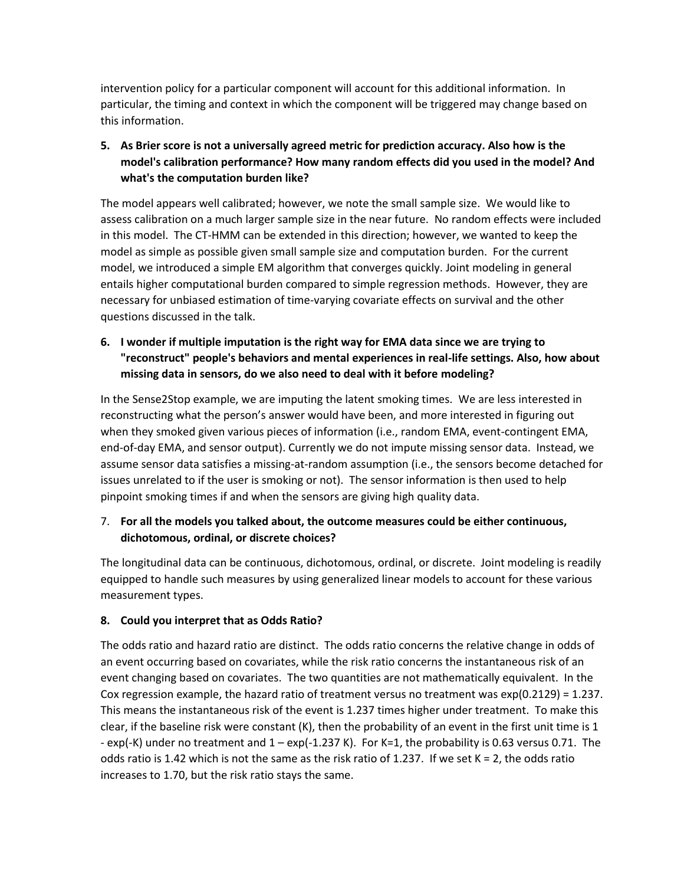intervention policy for a particular component will account for this additional information. In particular, the timing and context in which the component will be triggered may change based on this information.

**5. As Brier score is not a universally agreed metric for prediction accuracy. Also how is the model's calibration performance? How many random effects did you used in the model? And what's the computation burden like?**

The model appears well calibrated; however, we note the small sample size. We would like to assess calibration on a much larger sample size in the near future. No random effects were included in this model. The CT-HMM can be extended in this direction; however, we wanted to keep the model as simple as possible given small sample size and computation burden. For the current model, we introduced a simple EM algorithm that converges quickly. Joint modeling in general entails higher computational burden compared to simple regression methods. However, they are necessary for unbiased estimation of time-varying covariate effects on survival and the other questions discussed in the talk.

**6. I wonder if multiple imputation is the right way for EMA data since we are trying to "reconstruct" people's behaviors and mental experiences in real-life settings. Also, how about missing data in sensors, do we also need to deal with it before modeling?**

In the Sense2Stop example, we are imputing the latent smoking times. We are less interested in reconstructing what the person's answer would have been, and more interested in figuring out when they smoked given various pieces of information (i.e., random EMA, event-contingent EMA, end-of-day EMA, and sensor output). Currently we do not impute missing sensor data. Instead, we assume sensor data satisfies a missing-at-random assumption (i.e., the sensors become detached for issues unrelated to if the user is smoking or not). The sensor information is then used to help pinpoint smoking times if and when the sensors are giving high quality data.

7. **For all the models you talked about, the outcome measures could be either continuous, dichotomous, ordinal, or discrete choices?**

The longitudinal data can be continuous, dichotomous, ordinal, or discrete. Joint modeling is readily equipped to handle such measures by using generalized linear models to account for these various measurement types.

**8. Could you interpret that as Odds Ratio?**

The odds ratio and hazard ratio are distinct. The odds ratio concerns the relative change in odds of an event occurring based on covariates, while the risk ratio concerns the instantaneous risk of an event changing based on covariates. The two quantities are not mathematically equivalent. In the Cox regression example, the hazard ratio of treatment versus no treatment was $\exp(0.2129) = 1.237$. This means the instantaneous risk of the event is 1.237 times higher under treatment. To make this clear, if the baseline risk were constant (K), then the probability of an event in the first unit time is $1 - \exp(-K)$ under no treatment and $1 - \exp(-1.237\, K)$. For K=1, the probability is 0.63 versus 0.71. The odds ratio is 1.42 which is not the same as the risk ratio of 1.237. If we set K = 2, the odds ratio increases to 1.70, but the risk ratio stays the same.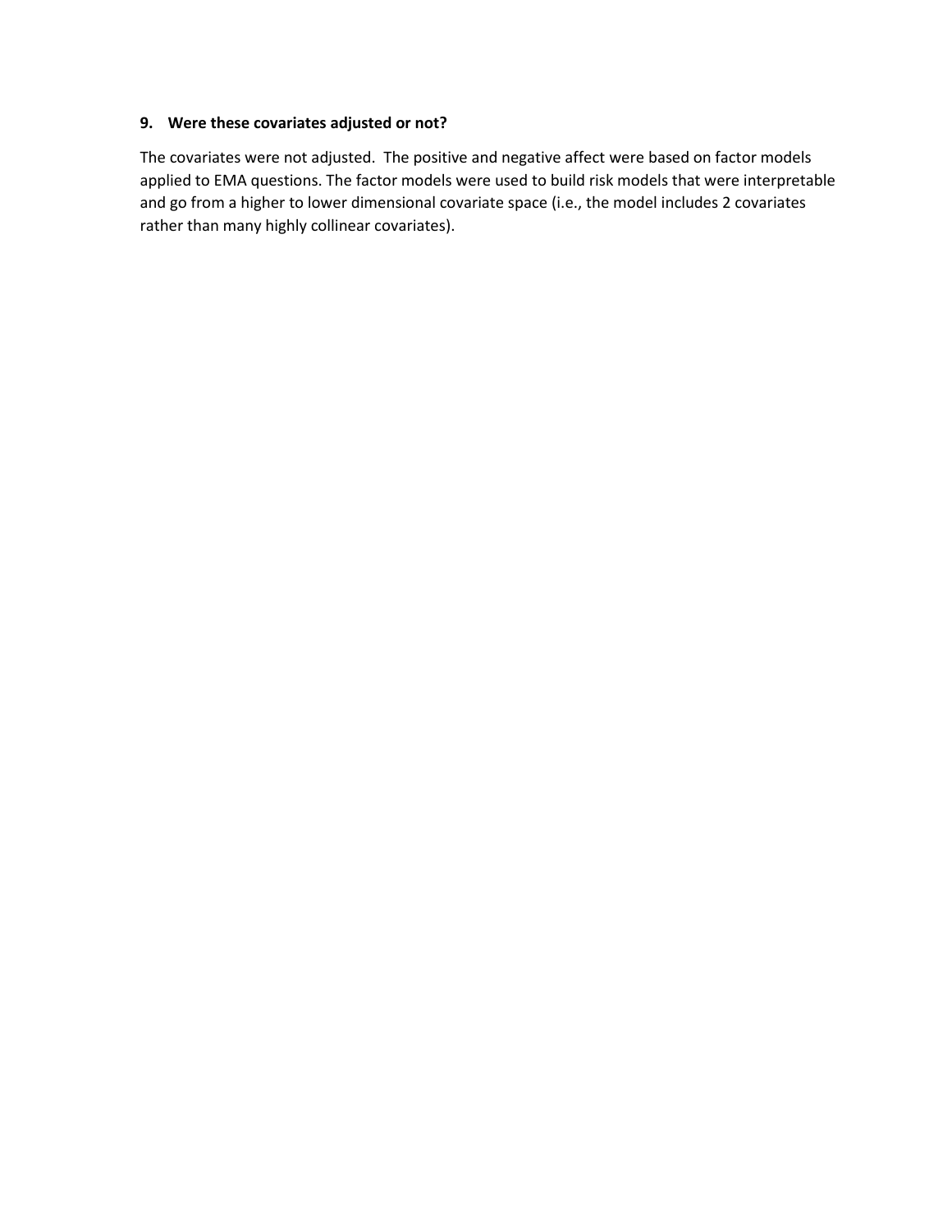**9. Were these covariates adjusted or not?**

The covariates were not adjusted. The positive and negative affect were based on factor models applied to EMA questions. The factor models were used to build risk models that were interpretable and go from a higher to lower dimensional covariate space (i.e., the model includes 2 covariates rather than many highly collinear covariates).